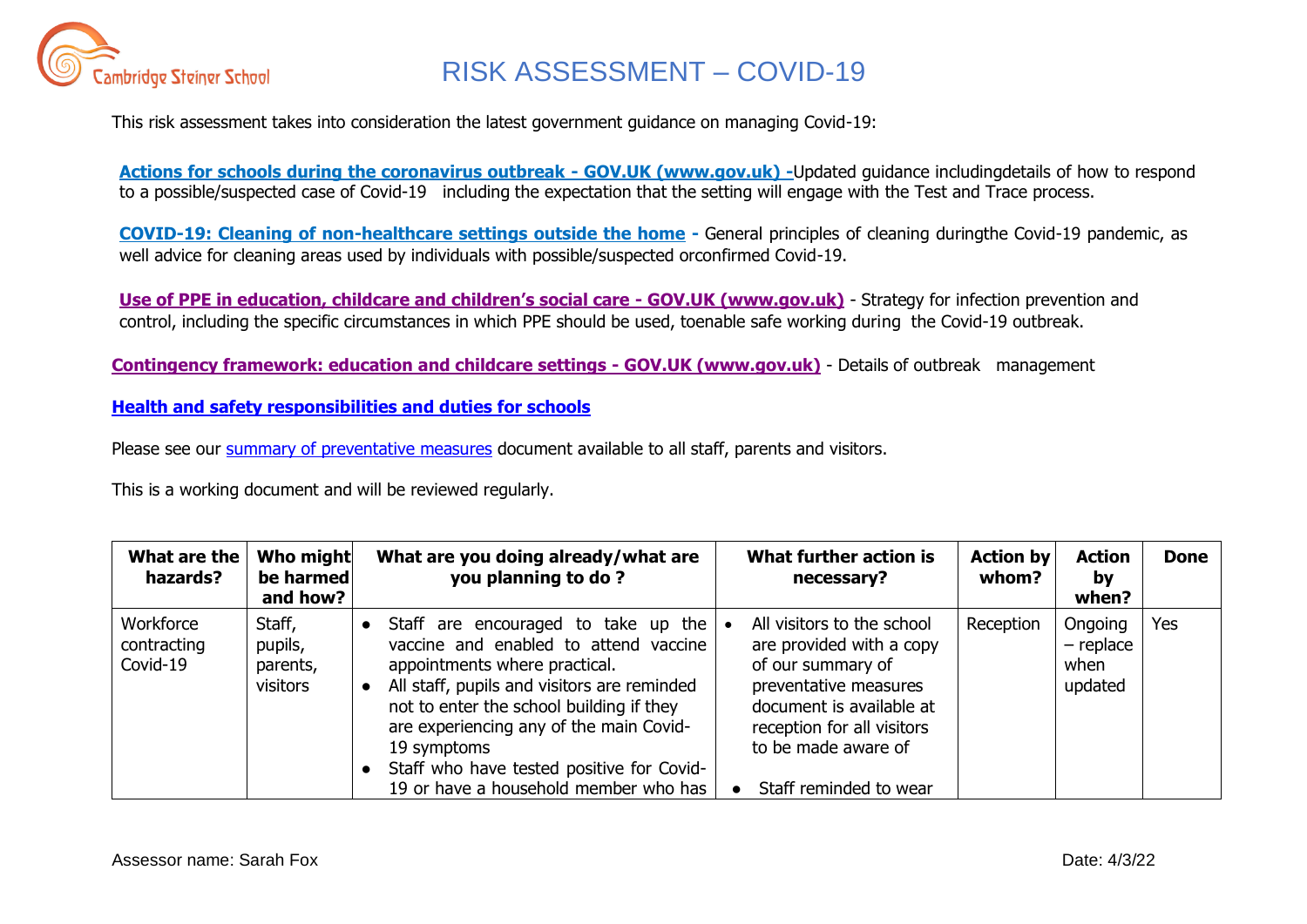# RISK ASSESSMENT – COVID-19

This risk assessment takes into consideration the latest government guidance on managing Covid-19:

**Actions for schools during the coronavirus outbreak - GOV.UK (www.gov.uk) -**Updated guidance includingdetails of how to respond to a possible/suspected case of Covid-19 including the expectation that the setting will engage with the Test and Trace process.

**COVID-19: Cleaning of non-healthcare settings outside the home -** General principles of cleaning duringthe Covid-19 pandemic, as well advice for cleaning areas used by individuals with possible/suspected orconfirmed Covid-19.

**Use of PPE in education, childcare and children's social care - GOV.UK (www.gov.uk)** - Strategy for infection prevention and control, including the specific circumstances in which PPE should be used, toenable safe working during the Covid-19 outbreak.

**Contingency framework: education and childcare settings - GOV.UK (www.gov.uk)** - Details of outbreak management

**Health and safety responsibilities and duties for schools**

Please see our summary of preventative measures document available to all staff, parents and visitors.

This is a working document and will be reviewed regularly.

| What are the hazards? | Who might be harmed and how? | What are you doing already/what are you planning to do ? | What further action is necessary? | Action by whom? | Action by when? | Done |
|---|---|---|---|---|---|---|
| Workforce contracting Covid-19 | Staff, pupils, parents, visitors | • Staff are encouraged to take up the vaccine and enabled to attend vaccine appointments where practical.<br>• All staff, pupils and visitors are reminded not to enter the school building if they are experiencing any of the main Covid-19 symptoms<br>• Staff who have tested positive for Covid-19 or have a household member who has | • All visitors to the school are provided with a copy of our summary of preventative measures document is available at reception for all visitors to be made aware of<br>• Staff reminded to wear | Reception | Ongoing – replace when updated | Yes |

Assessor name: Sarah Fox

Date: 4/3/22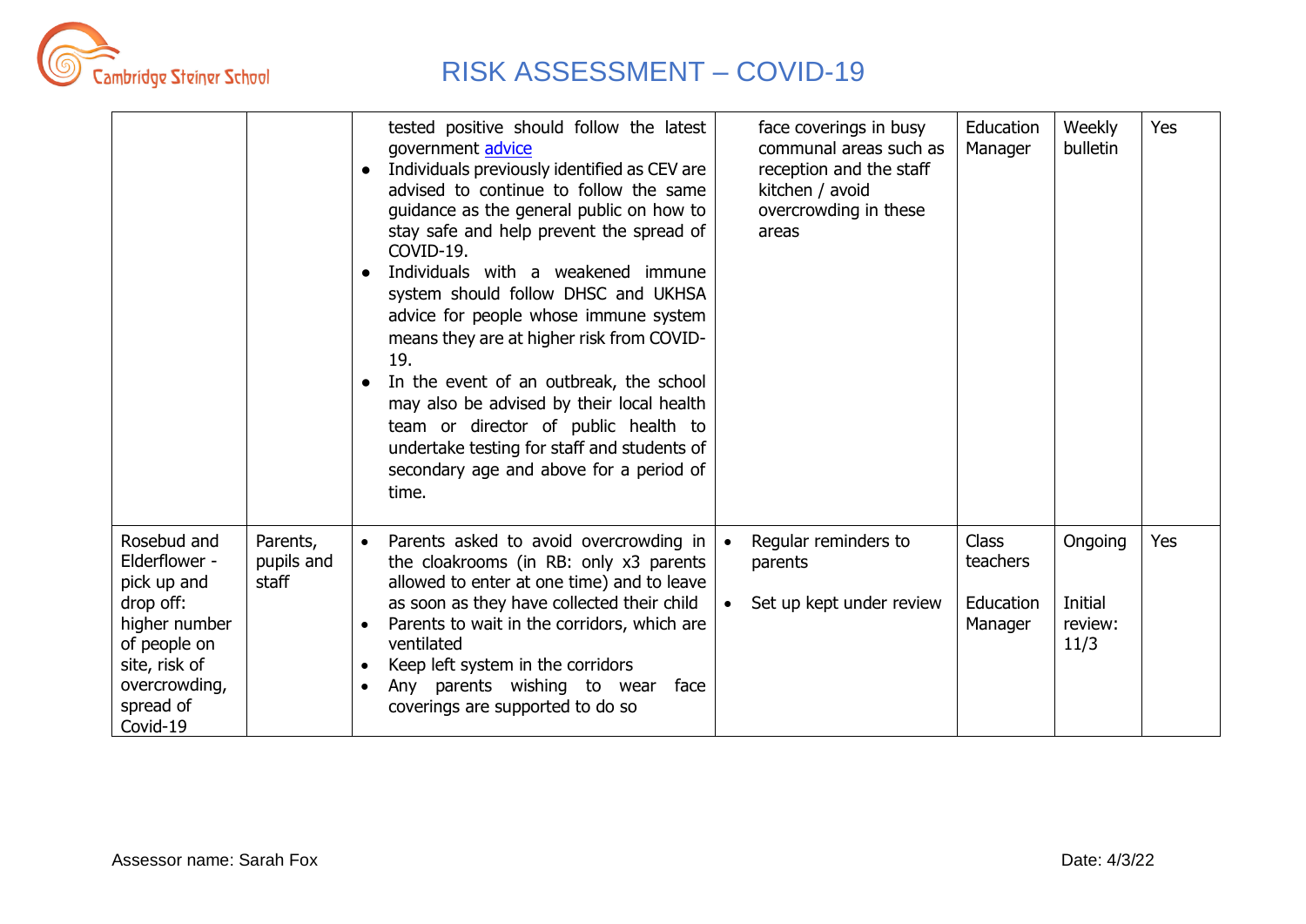# RISK ASSESSMENT – COVID-19

| | | | | | | |
|---|---|---|---|---|---|---|
| | | tested positive should follow the latest government [advice](advice)<br>• Individuals previously identified as CEV are advised to continue to follow the same guidance as the general public on how to stay safe and help prevent the spread of COVID-19.<br>• Individuals with a weakened immune system should follow DHSC and UKHSA advice for people whose immune system means they are at higher risk from COVID-19.<br>• In the event of an outbreak, the school may also be advised by their local health team or director of public health to undertake testing for staff and students of secondary age and above for a period of time. | face coverings in busy communal areas such as reception and the staff kitchen / avoid overcrowding in these areas | Education Manager | Weekly bulletin | Yes |
| Rosebud and Elderflower - pick up and drop off: higher number of people on site, risk of overcrowding, spread of Covid-19 | Parents, pupils and staff | • Parents asked to avoid overcrowding in the cloakrooms (in RB: only x3 parents allowed to enter at one time) and to leave as soon as they have collected their child<br>• Parents to wait in the corridors, which are ventilated<br>• Keep left system in the corridors<br>• Any parents wishing to wear face coverings are supported to do so | • Regular reminders to parents<br>• Set up kept under review | Class teachers<br><br>Education Manager | Ongoing<br><br>Initial review: 11/3 | Yes |

Assessor name: Sarah Fox

Date: 4/3/22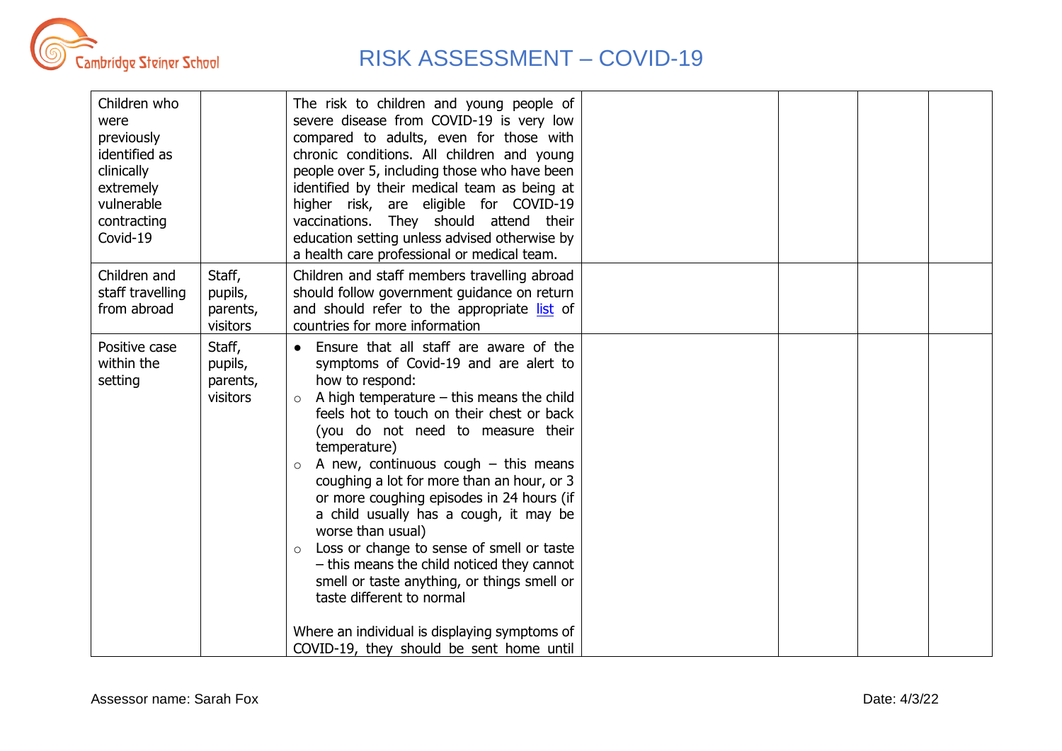| | | | | | | |
|---|---|---|---|---|---|---|
| Children who were previously identified as clinically extremely vulnerable contracting Covid-19 | | The risk to children and young people of severe disease from COVID-19 is very low compared to adults, even for those with chronic conditions. All children and young people over 5, including those who have been identified by their medical team as being at higher risk, are eligible for COVID-19 vaccinations. They should attend their education setting unless advised otherwise by a health care professional or medical team. | | | | |
| Children and staff travelling from abroad | Staff, pupils, parents, visitors | Children and staff members travelling abroad should follow government guidance on return and should refer to the appropriate [list]() of countries for more information | | | | |
| Positive case within the setting | Staff, pupils, parents, visitors | • Ensure that all staff are aware of the symptoms of Covid-19 and are alert to how to respond:<br>○ A high temperature – this means the child feels hot to touch on their chest or back (you do not need to measure their temperature)<br>○ A new, continuous cough – this means coughing a lot for more than an hour, or 3 or more coughing episodes in 24 hours (if a child usually has a cough, it may be worse than usual)<br>○ Loss or change to sense of smell or taste – this means the child noticed they cannot smell or taste anything, or things smell or taste different to normal<br><br>Where an individual is displaying symptoms of COVID-19, they should be sent home until | | | | |

Assessor name: Sarah Fox

Date: 4/3/22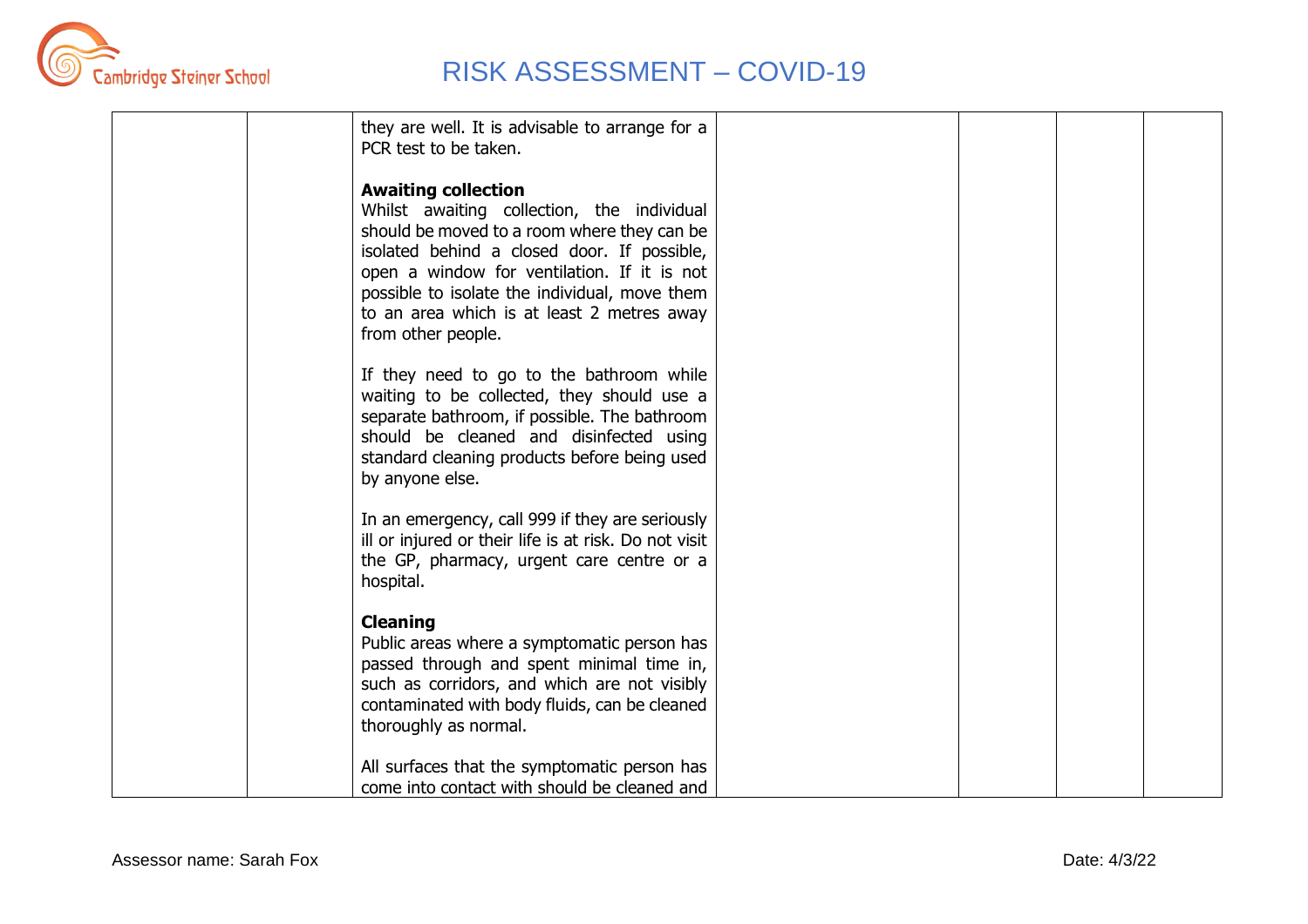| | | | | | | |
|---|---|---|---|---|---|---|
| | | they are well. It is advisable to arrange for a PCR test to be taken.<br><br>**Awaiting collection**<br>Whilst awaiting collection, the individual should be moved to a room where they can be isolated behind a closed door. If possible, open a window for ventilation. If it is not possible to isolate the individual, move them to an area which is at least 2 metres away from other people.<br><br>If they need to go to the bathroom while waiting to be collected, they should use a separate bathroom, if possible. The bathroom should be cleaned and disinfected using standard cleaning products before being used by anyone else.<br><br>In an emergency, call 999 if they are seriously ill or injured or their life is at risk. Do not visit the GP, pharmacy, urgent care centre or a hospital.<br><br>**Cleaning**<br>Public areas where a symptomatic person has passed through and spent minimal time in, such as corridors, and which are not visibly contaminated with body fluids, can be cleaned thoroughly as normal.<br><br>All surfaces that the symptomatic person has come into contact with should be cleaned and | | | | |

Assessor name: Sarah Fox

Date: 4/3/22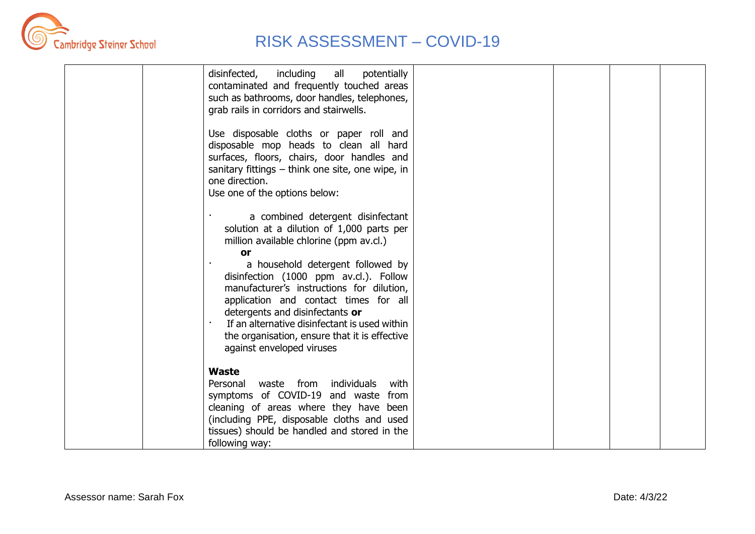| | | | | | | |
|---|---|---|---|---|---|---|
| | | disinfected, including all potentially contaminated and frequently touched areas such as bathrooms, door handles, telephones, grab rails in corridors and stairwells.<br><br>Use disposable cloths or paper roll and disposable mop heads to clean all hard surfaces, floors, chairs, door handles and sanitary fittings – think one site, one wipe, in one direction.<br>Use one of the options below:<br><br>· a combined detergent disinfectant solution at a dilution of 1,000 parts per million available chlorine (ppm av.cl.)<br>**or**<br>· a household detergent followed by disinfection (1000 ppm av.cl.). Follow manufacturer's instructions for dilution, application and contact times for all detergents and disinfectants **or**<br>· If an alternative disinfectant is used within the organisation, ensure that it is effective against enveloped viruses<br><br>**Waste**<br>Personal waste from individuals with symptoms of COVID-19 and waste from cleaning of areas where they have been (including PPE, disposable cloths and used tissues) should be handled and stored in the following way: | | | | |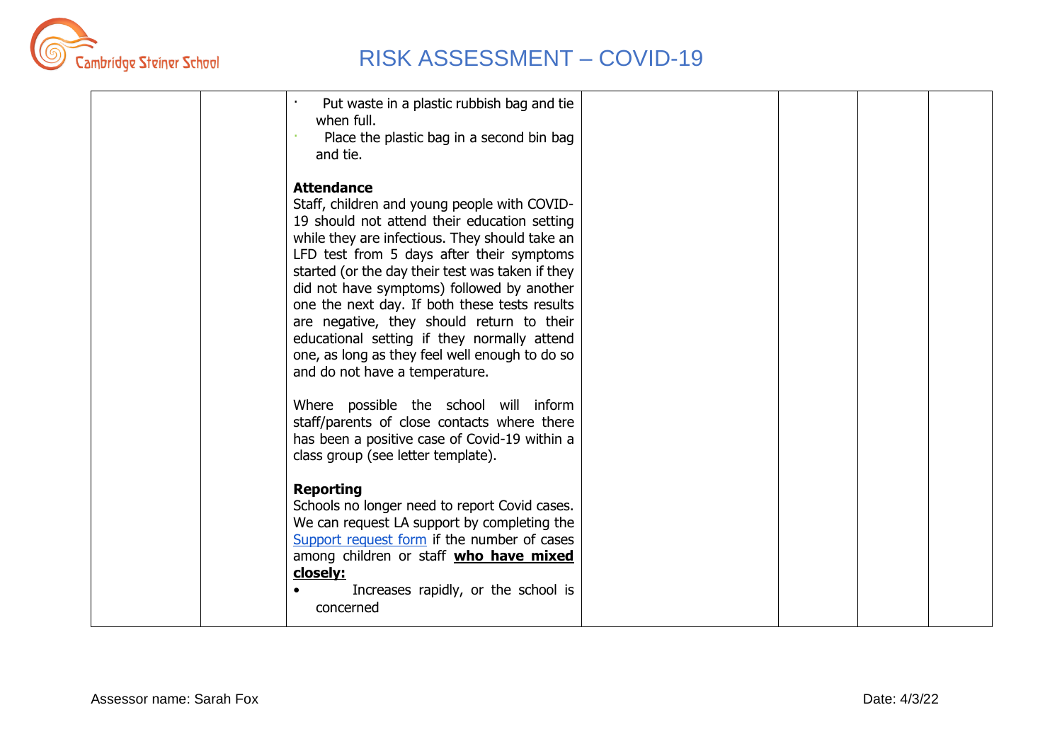| | | • Put waste in a plastic rubbish bag and tie when full.<br>• Place the plastic bag in a second bin bag and tie.<br><br>**Attendance**<br>Staff, children and young people with COVID-19 should not attend their education setting while they are infectious. They should take an LFD test from 5 days after their symptoms started (or the day their test was taken if they did not have symptoms) followed by another one the next day. If both these tests results are negative, they should return to their educational setting if they normally attend one, as long as they feel well enough to do so and do not have a temperature.<br><br>Where possible the school will inform staff/parents of close contacts where there has been a positive case of Covid-19 within a class group (see letter template).<br><br>**Reporting**<br>Schools no longer need to report Covid cases. We can request LA support by completing the Support request form if the number of cases among children or staff **who have mixed closely:**<br>• Increases rapidly, or the school is concerned | | | | |
|---|---|---|---|---|---|---|

Assessor name: Sarah Fox

Date: 4/3/22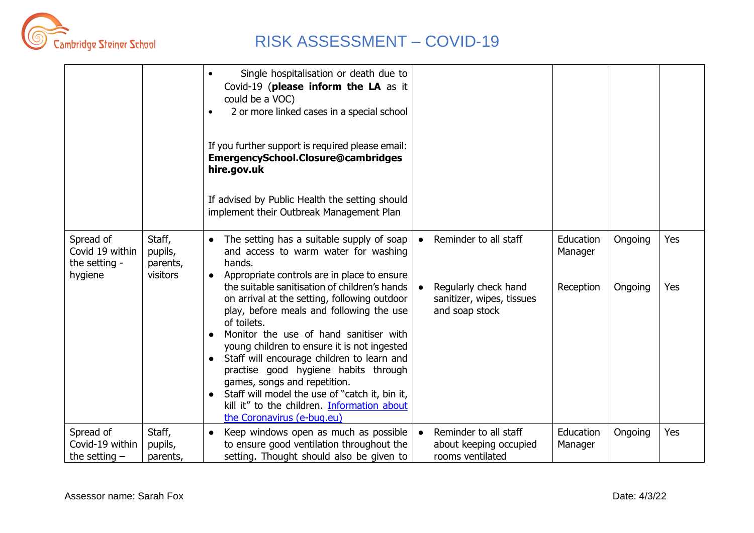# RISK ASSESSMENT – COVID-19

| | | | | | | |
|---|---|---|---|---|---|---|
| | | • Single hospitalisation or death due to Covid-19 (**please inform the LA** as it could be a VOC)<br>• 2 or more linked cases in a special school<br><br>If you further support is required please email: **EmergencySchool.Closure@cambridgeshire.gov.uk**<br><br>If advised by Public Health the setting should implement their Outbreak Management Plan | | | | |
| Spread of Covid 19 within the setting - hygiene | Staff, pupils, parents, visitors | • The setting has a suitable supply of soap and access to warm water for washing hands.<br>• Appropriate controls are in place to ensure the suitable sanitisation of children's hands on arrival at the setting, following outdoor play, before meals and following the use of toilets.<br>• Monitor the use of hand sanitiser with young children to ensure it is not ingested<br>• Staff will encourage children to learn and practise good hygiene habits through games, songs and repetition.<br>• Staff will model the use of "catch it, bin it, kill it" to the children. [Information about the Coronavirus (e-bug.eu)] | • Reminder to all staff<br><br>• Regularly check hand sanitizer, wipes, tissues and soap stock | Education Manager<br><br>Reception | Ongoing<br><br>Ongoing | Yes<br><br>Yes |
| Spread of Covid-19 within the setting – | Staff, pupils, parents, | • Keep windows open as much as possible to ensure good ventilation throughout the setting. Thought should also be given to | • Reminder to all staff about keeping occupied rooms ventilated | Education Manager | Ongoing | Yes |

Assessor name: Sarah Fox

Date: 4/3/22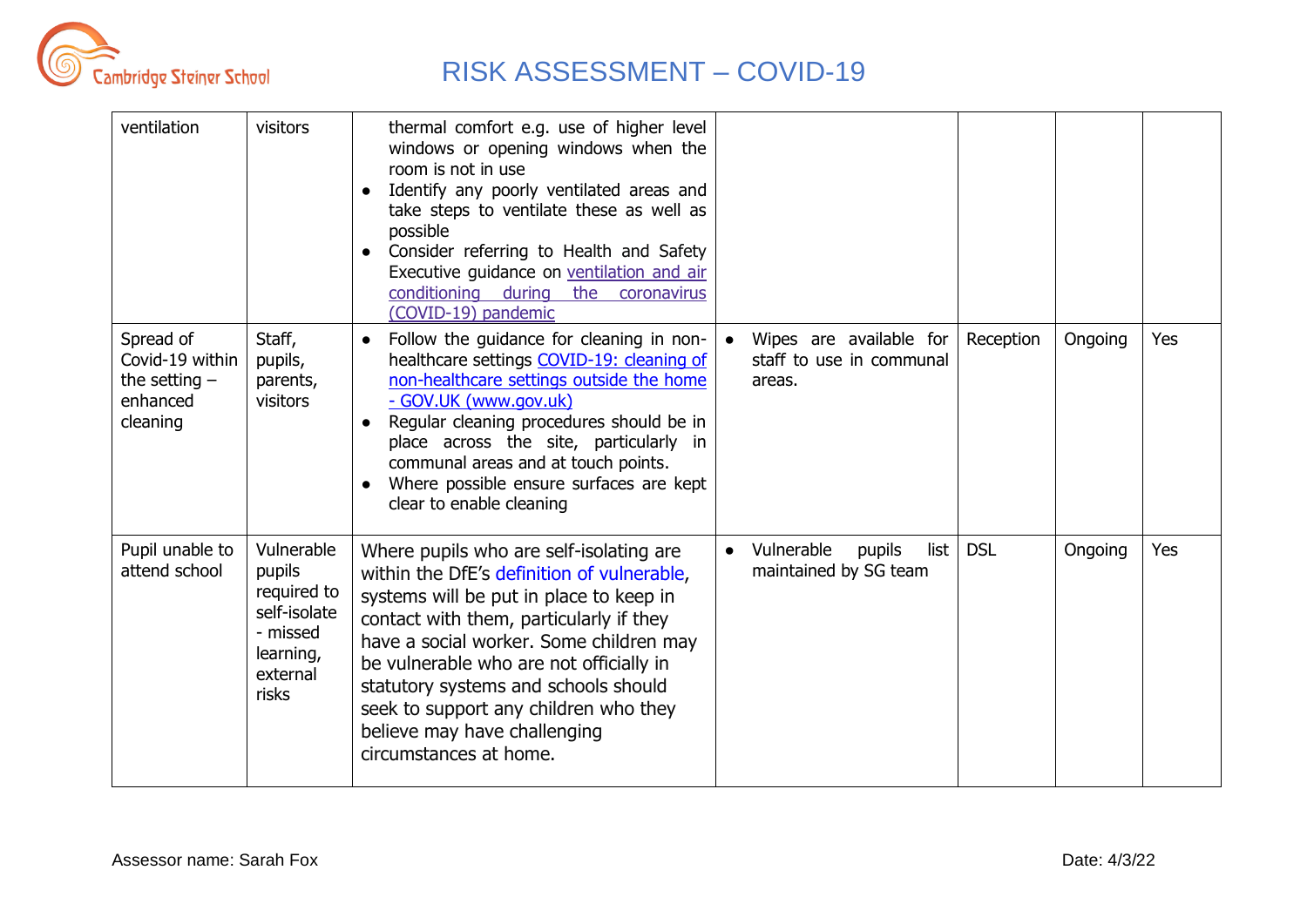| | | | | | | |
|---|---|---|---|---|---|---|
| ventilation | visitors | thermal comfort e.g. use of higher level windows or opening windows when the room is not in use<br>• Identify any poorly ventilated areas and take steps to ventilate these as well as possible<br>• Consider referring to Health and Safety Executive guidance on ventilation and air conditioning during the coronavirus (COVID-19) pandemic | | | | |
| Spread of Covid-19 within the setting – enhanced cleaning | Staff, pupils, parents, visitors | • Follow the guidance for cleaning in non-healthcare settings COVID-19: cleaning of non-healthcare settings outside the home - GOV.UK (www.gov.uk)<br>• Regular cleaning procedures should be in place across the site, particularly in communal areas and at touch points.<br>• Where possible ensure surfaces are kept clear to enable cleaning | • Wipes are available for staff to use in communal areas. | Reception | Ongoing | Yes |
| Pupil unable to attend school | Vulnerable pupils required to self-isolate - missed learning, external risks | Where pupils who are self-isolating are within the DfE's definition of vulnerable, systems will be put in place to keep in contact with them, particularly if they have a social worker. Some children may be vulnerable who are not officially in statutory systems and schools should seek to support any children who they believe may have challenging circumstances at home. | • Vulnerable pupils list maintained by SG team | DSL | Ongoing | Yes |

Assessor name: Sarah Fox

Date: 4/3/22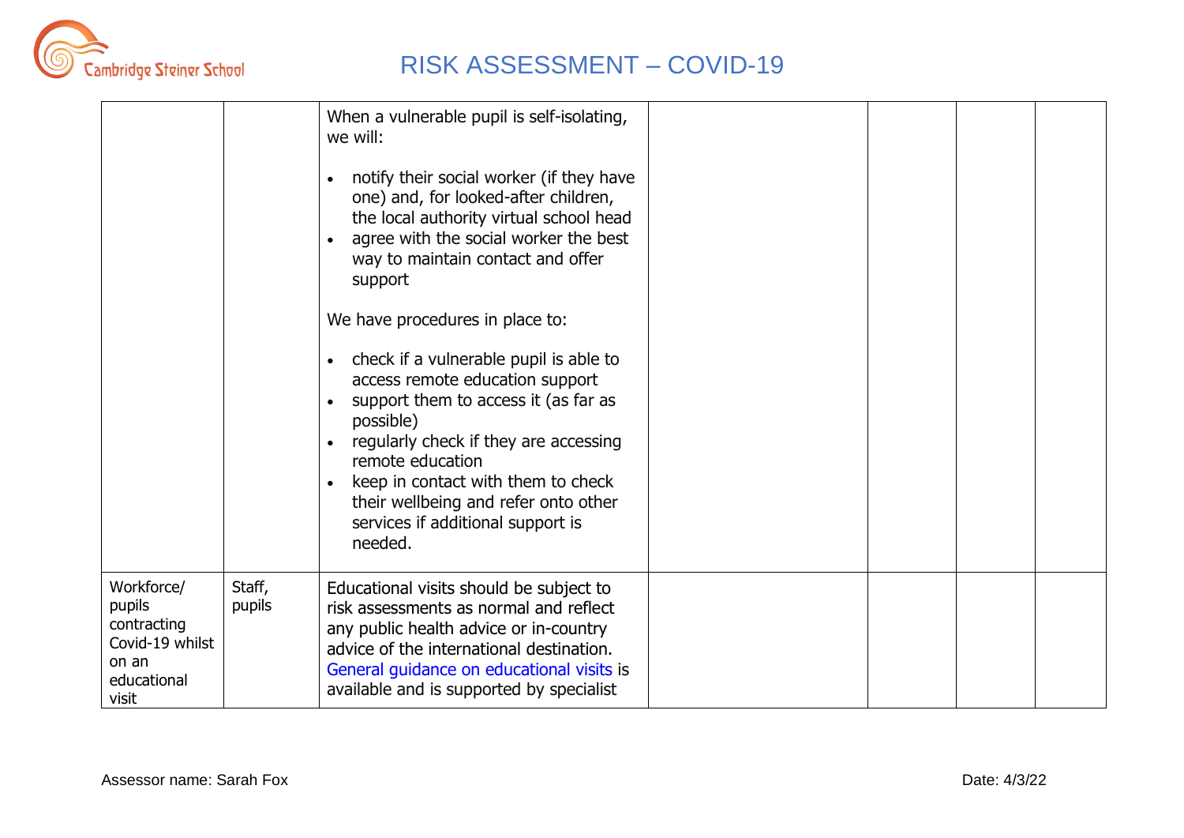# RISK ASSESSMENT – COVID-19

| | | | | | | |
|---|---|---|---|---|---|---|
| | | When a vulnerable pupil is self-isolating, we will:<br><br>• notify their social worker (if they have one) and, for looked-after children, the local authority virtual school head<br>• agree with the social worker the best way to maintain contact and offer support<br><br>We have procedures in place to:<br><br>• check if a vulnerable pupil is able to access remote education support<br>• support them to access it (as far as possible)<br>• regularly check if they are accessing remote education<br>• keep in contact with them to check their wellbeing and refer onto other services if additional support is needed. | | | | |
| Workforce/ pupils contracting Covid-19 whilst on an educational visit | Staff, pupils | Educational visits should be subject to risk assessments as normal and reflect any public health advice or in-country advice of the international destination. General guidance on educational visits is available and is supported by specialist | | | | |

Assessor name: Sarah Fox

Date: 4/3/22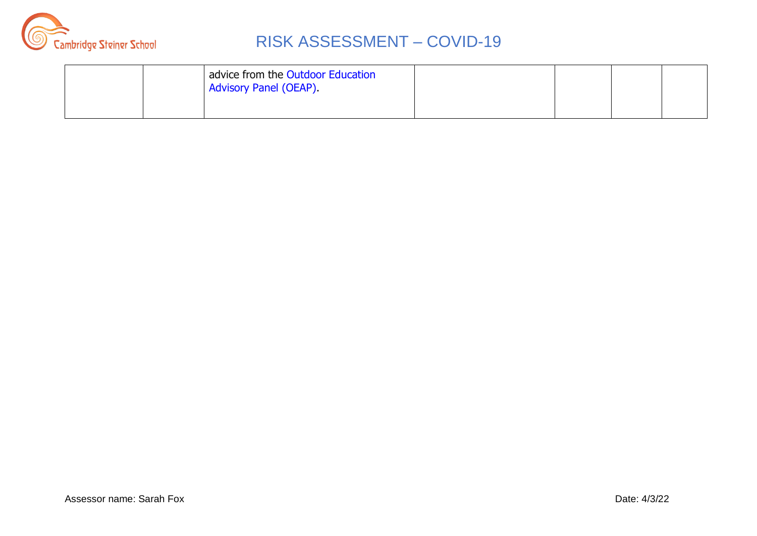| | | | | | | |
|---|---|---|---|---|---|---|
| | | advice from the Outdoor Education Advisory Panel (OEAP). | | | | |

Assessor name: Sarah Fox

Date: 4/3/22